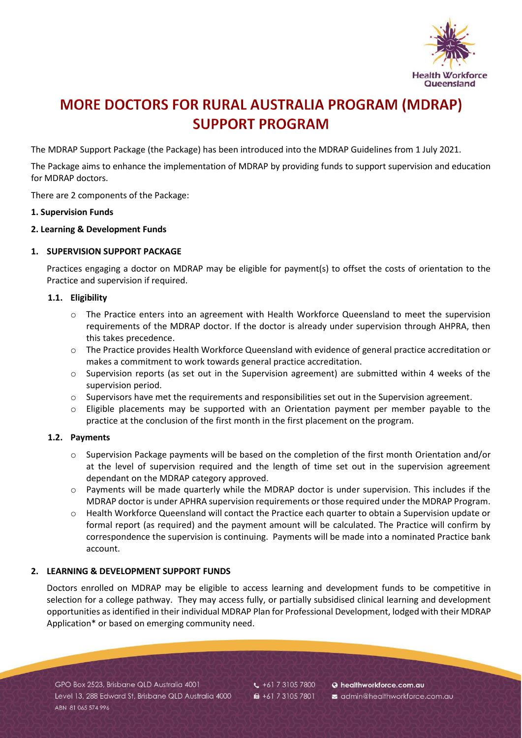# MORE DOCTORS FOR RURAL AUSTRALIA PROGRAM (MDRAP) SUPPORT PROGRAM

The MDRAP Support Package (the Package) has been introduced into the MDRAP Guidelines from 1 July 2021.

The Package aims to enhance the implementation of MDRAP by providing funds to support supervision and education for MDRAP doctors.

There are 2 components of the Package:

**1. Supervision Funds**

**2. Learning & Development Funds**

## 1. SUPERVISION SUPPORT PACKAGE

Practices engaging a doctor on MDRAP may be eligible for payment(s) to offset the costs of orientation to the Practice and supervision if required.

### 1.1. Eligibility

- The Practice enters into an agreement with Health Workforce Queensland to meet the supervision requirements of the MDRAP doctor. If the doctor is already under supervision through AHPRA, then this takes precedence.
- The Practice provides Health Workforce Queensland with evidence of general practice accreditation or makes a commitment to work towards general practice accreditation.
- Supervision reports (as set out in the Supervision agreement) are submitted within 4 weeks of the supervision period.
- Supervisors have met the requirements and responsibilities set out in the Supervision agreement.
- Eligible placements may be supported with an Orientation payment per member payable to the practice at the conclusion of the first month in the first placement on the program.

### 1.2. Payments

- Supervision Package payments will be based on the completion of the first month Orientation and/or at the level of supervision required and the length of time set out in the supervision agreement dependant on the MDRAP category approved.
- Payments will be made quarterly while the MDRAP doctor is under supervision. This includes if the MDRAP doctor is under APHRA supervision requirements or those required under the MDRAP Program.
- Health Workforce Queensland will contact the Practice each quarter to obtain a Supervision update or formal report (as required) and the payment amount will be calculated. The Practice will confirm by correspondence the supervision is continuing. Payments will be made into a nominated Practice bank account.

## 2. LEARNING & DEVELOPMENT SUPPORT FUNDS

Doctors enrolled on MDRAP may be eligible to access learning and development funds to be competitive in selection for a college pathway. They may access fully, or partially subsidised clinical learning and development opportunities as identified in their individual MDRAP Plan for Professional Development, lodged with their MDRAP Application* or based on emerging community need.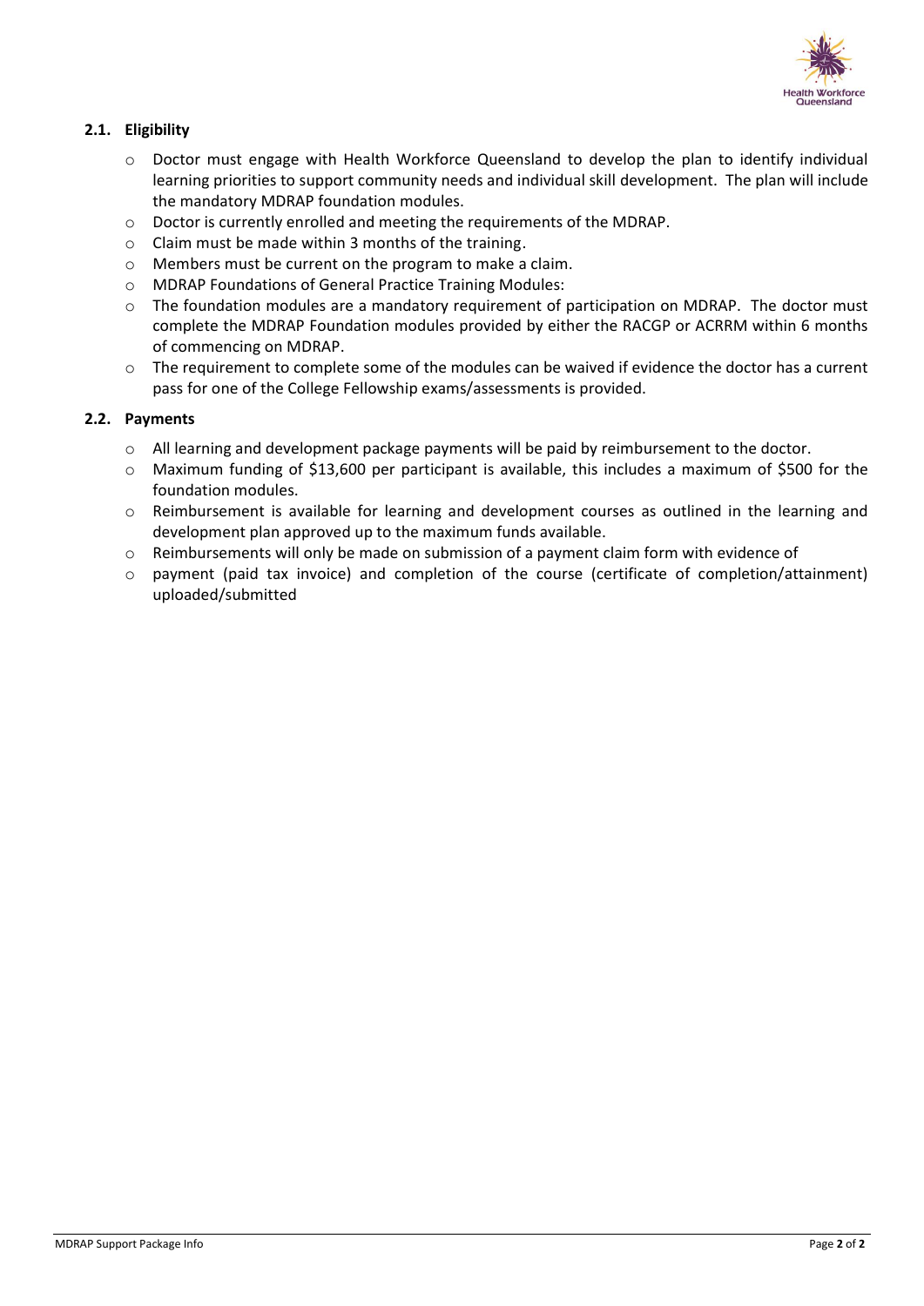### 2.1. Eligibility

- Doctor must engage with Health Workforce Queensland to develop the plan to identify individual learning priorities to support community needs and individual skill development. The plan will include the mandatory MDRAP foundation modules.
- Doctor is currently enrolled and meeting the requirements of the MDRAP.
- Claim must be made within 3 months of the training.
- Members must be current on the program to make a claim.
- MDRAP Foundations of General Practice Training Modules:
- The foundation modules are a mandatory requirement of participation on MDRAP. The doctor must complete the MDRAP Foundation modules provided by either the RACGP or ACRRM within 6 months of commencing on MDRAP.
- The requirement to complete some of the modules can be waived if evidence the doctor has a current pass for one of the College Fellowship exams/assessments is provided.

### 2.2. Payments

- All learning and development package payments will be paid by reimbursement to the doctor.
- Maximum funding of $13,600 per participant is available, this includes a maximum of $500 for the foundation modules.
- Reimbursement is available for learning and development courses as outlined in the learning and development plan approved up to the maximum funds available.
- Reimbursements will only be made on submission of a payment claim form with evidence of
- payment (paid tax invoice) and completion of the course (certificate of completion/attainment) uploaded/submitted